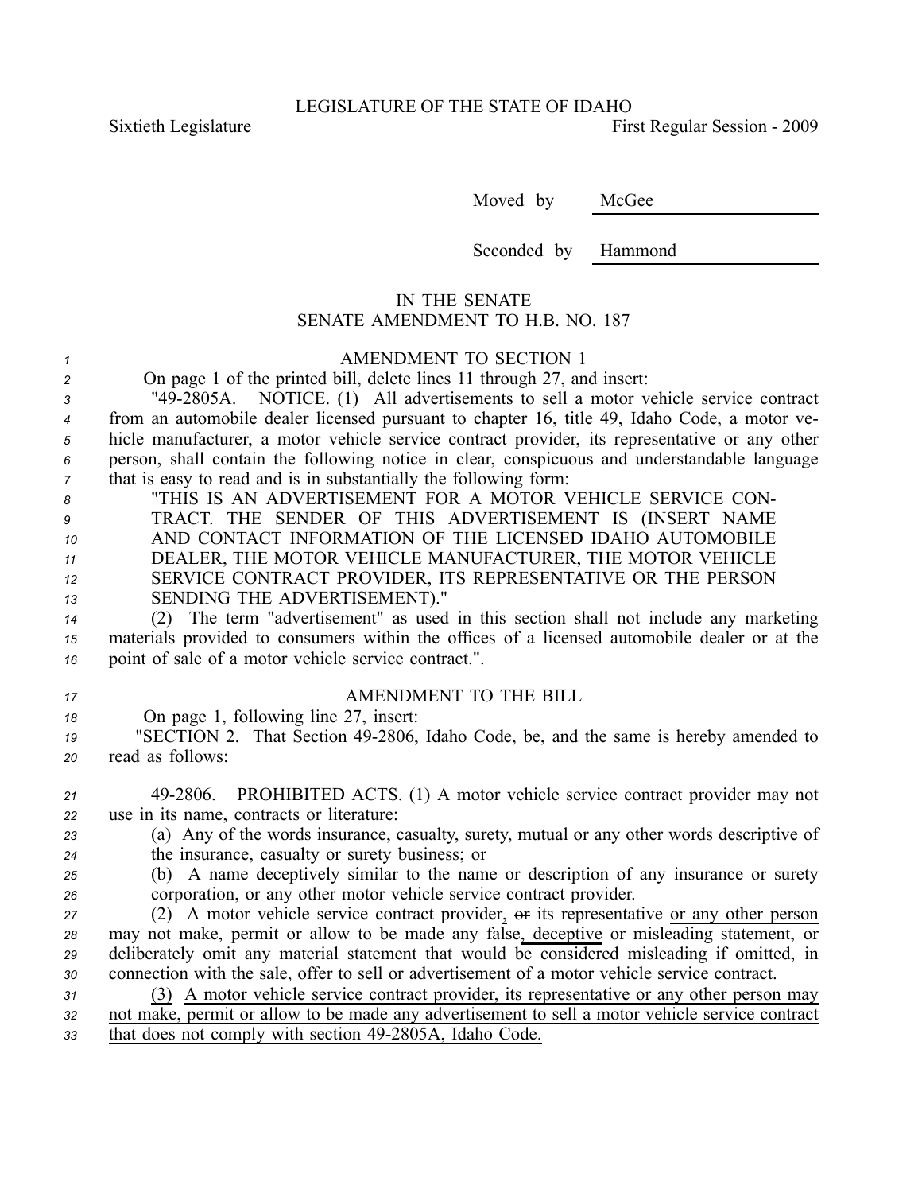LEGISLATURE OF THE STATE OF IDAHO

Sixtieth Legislature First Regular Session - 2009

Moved by McGee

Seconded by Hammond

IN THE SENATE

SENATE AMENDMENT TO H.B. NO. 187

AMENDMENT TO SECTION 1

On page 1 of the printed bill, delete lines 11 through 27, and insert:

"49-2805A. NOTICE. (1) All advertisements to sell a motor vehicle service contract from an automobile dealer licensed pursuant to chapter 16, title 49, Idaho Code, a motor vehicle manufacturer, a motor vehicle service contract provider, its representative or any other person, shall contain the following notice in clear, conspicuous and understandable language that is easy to read and is in substantially the following form:

"THIS IS AN ADVERTISEMENT FOR A MOTOR VEHICLE SERVICE CONTRACT. THE SENDER OF THIS ADVERTISEMENT IS (INSERT NAME AND CONTACT INFORMATION OF THE LICENSED IDAHO AUTOMOBILE DEALER, THE MOTOR VEHICLE MANUFACTURER, THE MOTOR VEHICLE SERVICE CONTRACT PROVIDER, ITS REPRESENTATIVE OR THE PERSON SENDING THE ADVERTISEMENT)."

(2) The term "advertisement" as used in this section shall not include any marketing materials provided to consumers within the offices of a licensed automobile dealer or at the point of sale of a motor vehicle service contract.".

AMENDMENT TO THE BILL

On page 1, following line 27, insert:

"SECTION 2. That Section 49-2806, Idaho Code, be, and the same is hereby amended to read as follows:

49-2806. PROHIBITED ACTS. (1) A motor vehicle service contract provider may not use in its name, contracts or literature:

(a) Any of the words insurance, casualty, surety, mutual or any other words descriptive of the insurance, casualty or surety business; or

(b) A name deceptively similar to the name or description of any insurance or surety corporation, or any other motor vehicle service contract provider.

(2) A motor vehicle service contract provider, ~~or~~ its representative or any other person may not make, permit or allow to be made any false, deceptive or misleading statement, or deliberately omit any material statement that would be considered misleading if omitted, in connection with the sale, offer to sell or advertisement of a motor vehicle service contract.

(3) A motor vehicle service contract provider, its representative or any other person may not make, permit or allow to be made any advertisement to sell a motor vehicle service contract that does not comply with section 49-2805A, Idaho Code.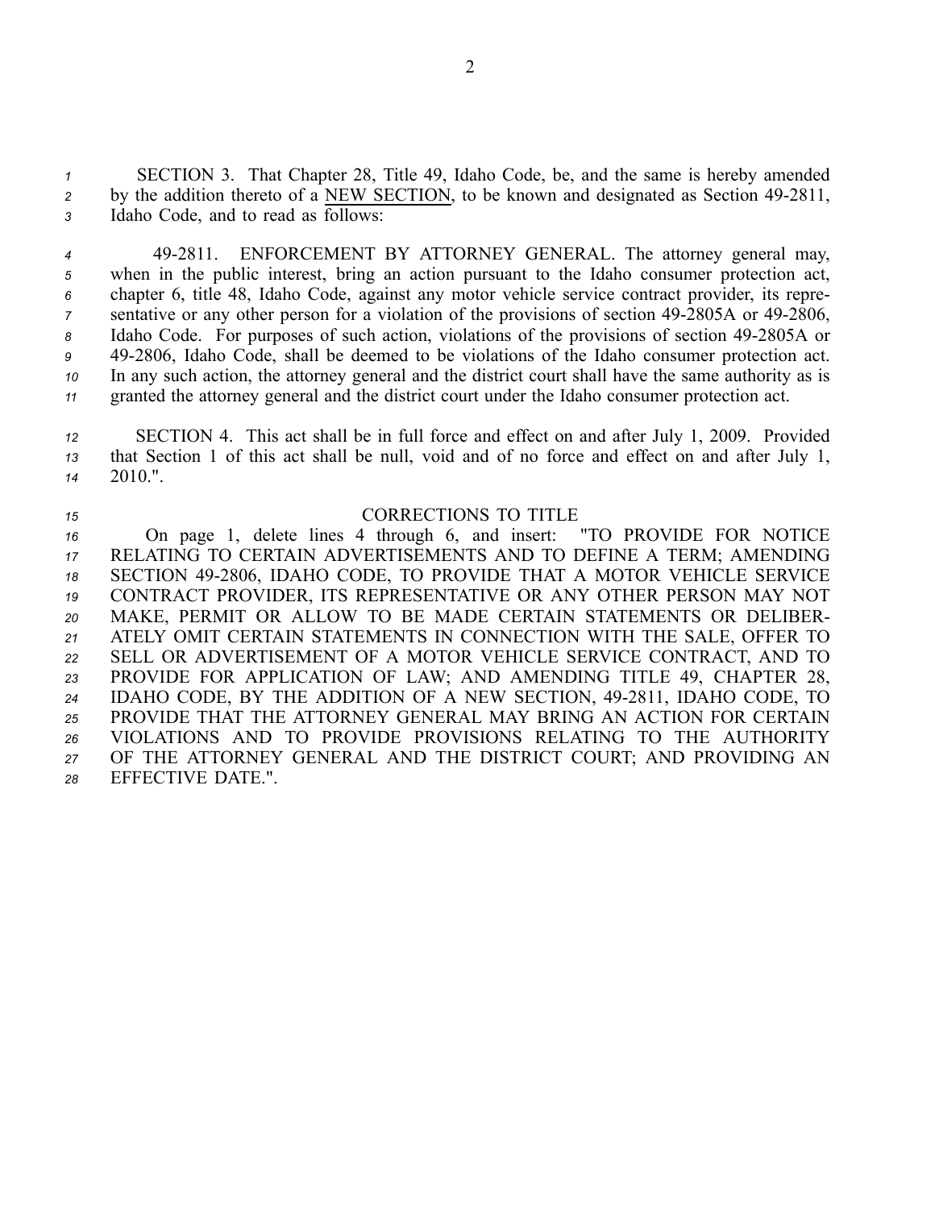SECTION 3. That Chapter 28, Title 49, Idaho Code, be, and the same is hereby amended by the addition thereto of a NEW SECTION, to be known and designated as Section 49-2811, Idaho Code, and to read as follows:

49-2811. ENFORCEMENT BY ATTORNEY GENERAL. The attorney general may, when in the public interest, bring an action pursuant to the Idaho consumer protection act, chapter 6, title 48, Idaho Code, against any motor vehicle service contract provider, its representative or any other person for a violation of the provisions of section 49-2805A or 49-2806, Idaho Code. For purposes of such action, violations of the provisions of section 49-2805A or 49-2806, Idaho Code, shall be deemed to be violations of the Idaho consumer protection act. In any such action, the attorney general and the district court shall have the same authority as is granted the attorney general and the district court under the Idaho consumer protection act.

SECTION 4. This act shall be in full force and effect on and after July 1, 2009. Provided that Section 1 of this act shall be null, void and of no force and effect on and after July 1, 2010.".

CORRECTIONS TO TITLE

On page 1, delete lines 4 through 6, and insert: "TO PROVIDE FOR NOTICE RELATING TO CERTAIN ADVERTISEMENTS AND TO DEFINE A TERM; AMENDING SECTION 49-2806, IDAHO CODE, TO PROVIDE THAT A MOTOR VEHICLE SERVICE CONTRACT PROVIDER, ITS REPRESENTATIVE OR ANY OTHER PERSON MAY NOT MAKE, PERMIT OR ALLOW TO BE MADE CERTAIN STATEMENTS OR DELIBERATELY OMIT CERTAIN STATEMENTS IN CONNECTION WITH THE SALE, OFFER TO SELL OR ADVERTISEMENT OF A MOTOR VEHICLE SERVICE CONTRACT, AND TO PROVIDE FOR APPLICATION OF LAW; AND AMENDING TITLE 49, CHAPTER 28, IDAHO CODE, BY THE ADDITION OF A NEW SECTION, 49-2811, IDAHO CODE, TO PROVIDE THAT THE ATTORNEY GENERAL MAY BRING AN ACTION FOR CERTAIN VIOLATIONS AND TO PROVIDE PROVISIONS RELATING TO THE AUTHORITY OF THE ATTORNEY GENERAL AND THE DISTRICT COURT; AND PROVIDING AN EFFECTIVE DATE.".